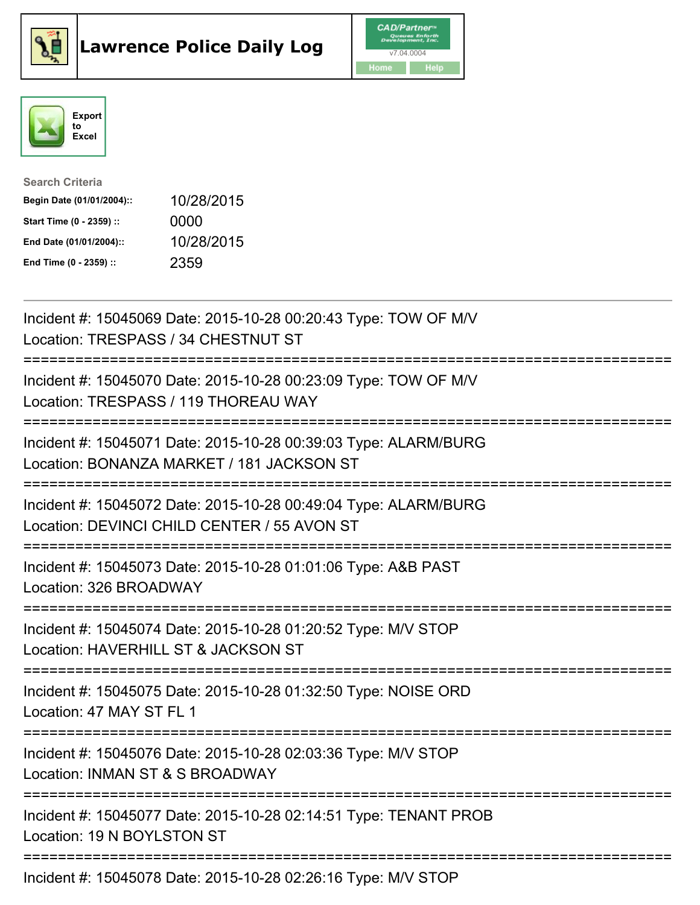# Lawrence Police Daily Log

CAD/Partner™ v7.04.0004

Home | Help

Export to Excel

**Search Criteria**

| | |
|---|---|
| **Begin Date (01/01/2004)::** | 10/28/2015 |
| **Start Time (0 - 2359) ::** | 0000 |
| **End Date (01/01/2004)::** | 10/28/2015 |
| **End Time (0 - 2359) ::** | 2359 |

---

Incident #: 15045069 Date: 2015-10-28 00:20:43 Type: TOW OF M/V
Location: TRESPASS / 34 CHESTNUT ST

===========================================================================

Incident #: 15045070 Date: 2015-10-28 00:23:09 Type: TOW OF M/V
Location: TRESPASS / 119 THOREAU WAY

===========================================================================

Incident #: 15045071 Date: 2015-10-28 00:39:03 Type: ALARM/BURG
Location: BONANZA MARKET / 181 JACKSON ST

===========================================================================

Incident #: 15045072 Date: 2015-10-28 00:49:04 Type: ALARM/BURG
Location: DEVINCI CHILD CENTER / 55 AVON ST

===========================================================================

Incident #: 15045073 Date: 2015-10-28 01:01:06 Type: A&B PAST
Location: 326 BROADWAY

===========================================================================

Incident #: 15045074 Date: 2015-10-28 01:20:52 Type: M/V STOP
Location: HAVERHILL ST & JACKSON ST

===========================================================================

Incident #: 15045075 Date: 2015-10-28 01:32:50 Type: NOISE ORD
Location: 47 MAY ST FL 1

===========================================================================

Incident #: 15045076 Date: 2015-10-28 02:03:36 Type: M/V STOP
Location: INMAN ST & S BROADWAY

===========================================================================

Incident #: 15045077 Date: 2015-10-28 02:14:51 Type: TENANT PROB
Location: 19 N BOYLSTON ST

===========================================================================

Incident #: 15045078 Date: 2015-10-28 02:26:16 Type: M/V STOP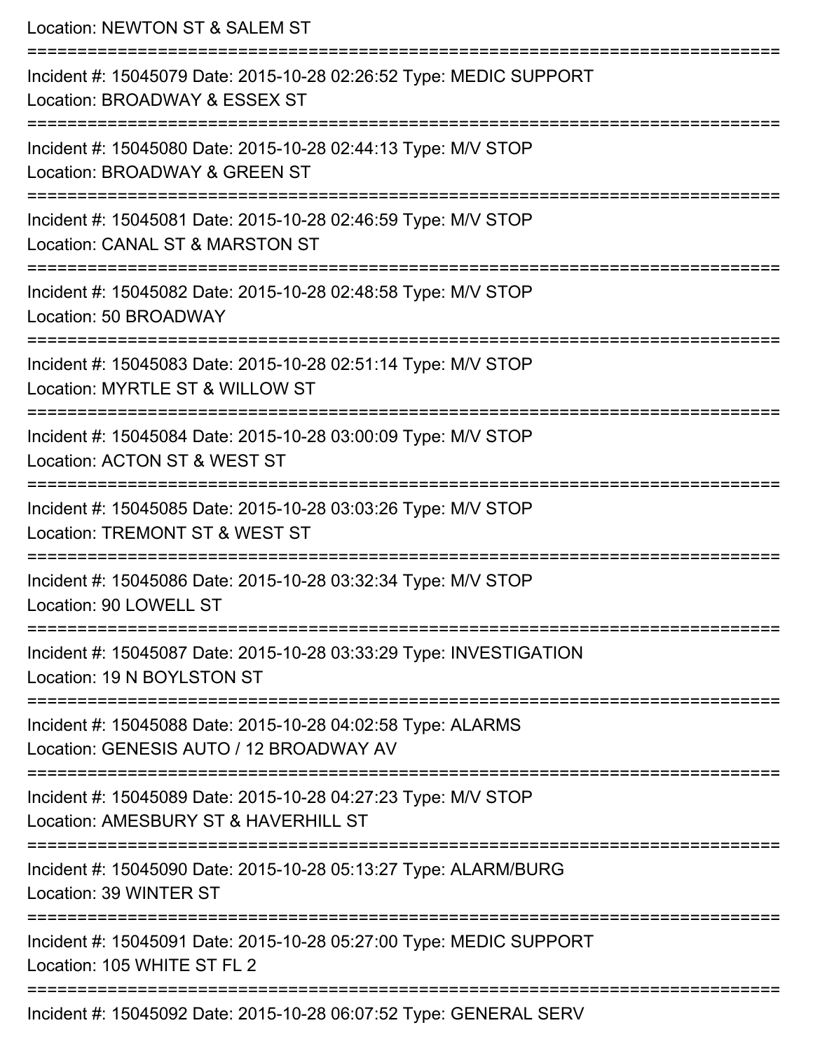Location: NEWTON ST & SALEM ST

===========================================================================

Incident #: 15045079 Date: 2015-10-28 02:26:52 Type: MEDIC SUPPORT
Location: BROADWAY & ESSEX ST

===========================================================================

Incident #: 15045080 Date: 2015-10-28 02:44:13 Type: M/V STOP
Location: BROADWAY & GREEN ST

===========================================================================

Incident #: 15045081 Date: 2015-10-28 02:46:59 Type: M/V STOP
Location: CANAL ST & MARSTON ST

===========================================================================

Incident #: 15045082 Date: 2015-10-28 02:48:58 Type: M/V STOP
Location: 50 BROADWAY

===========================================================================

Incident #: 15045083 Date: 2015-10-28 02:51:14 Type: M/V STOP
Location: MYRTLE ST & WILLOW ST

===========================================================================

Incident #: 15045084 Date: 2015-10-28 03:00:09 Type: M/V STOP
Location: ACTON ST & WEST ST

===========================================================================

Incident #: 15045085 Date: 2015-10-28 03:03:26 Type: M/V STOP
Location: TREMONT ST & WEST ST

===========================================================================

Incident #: 15045086 Date: 2015-10-28 03:32:34 Type: M/V STOP
Location: 90 LOWELL ST

===========================================================================

Incident #: 15045087 Date: 2015-10-28 03:33:29 Type: INVESTIGATION
Location: 19 N BOYLSTON ST

===========================================================================

Incident #: 15045088 Date: 2015-10-28 04:02:58 Type: ALARMS
Location: GENESIS AUTO / 12 BROADWAY AV

===========================================================================

Incident #: 15045089 Date: 2015-10-28 04:27:23 Type: M/V STOP
Location: AMESBURY ST & HAVERHILL ST

===========================================================================

Incident #: 15045090 Date: 2015-10-28 05:13:27 Type: ALARM/BURG
Location: 39 WINTER ST

===========================================================================

Incident #: 15045091 Date: 2015-10-28 05:27:00 Type: MEDIC SUPPORT
Location: 105 WHITE ST FL 2

===========================================================================

Incident #: 15045092 Date: 2015-10-28 06:07:52 Type: GENERAL SERV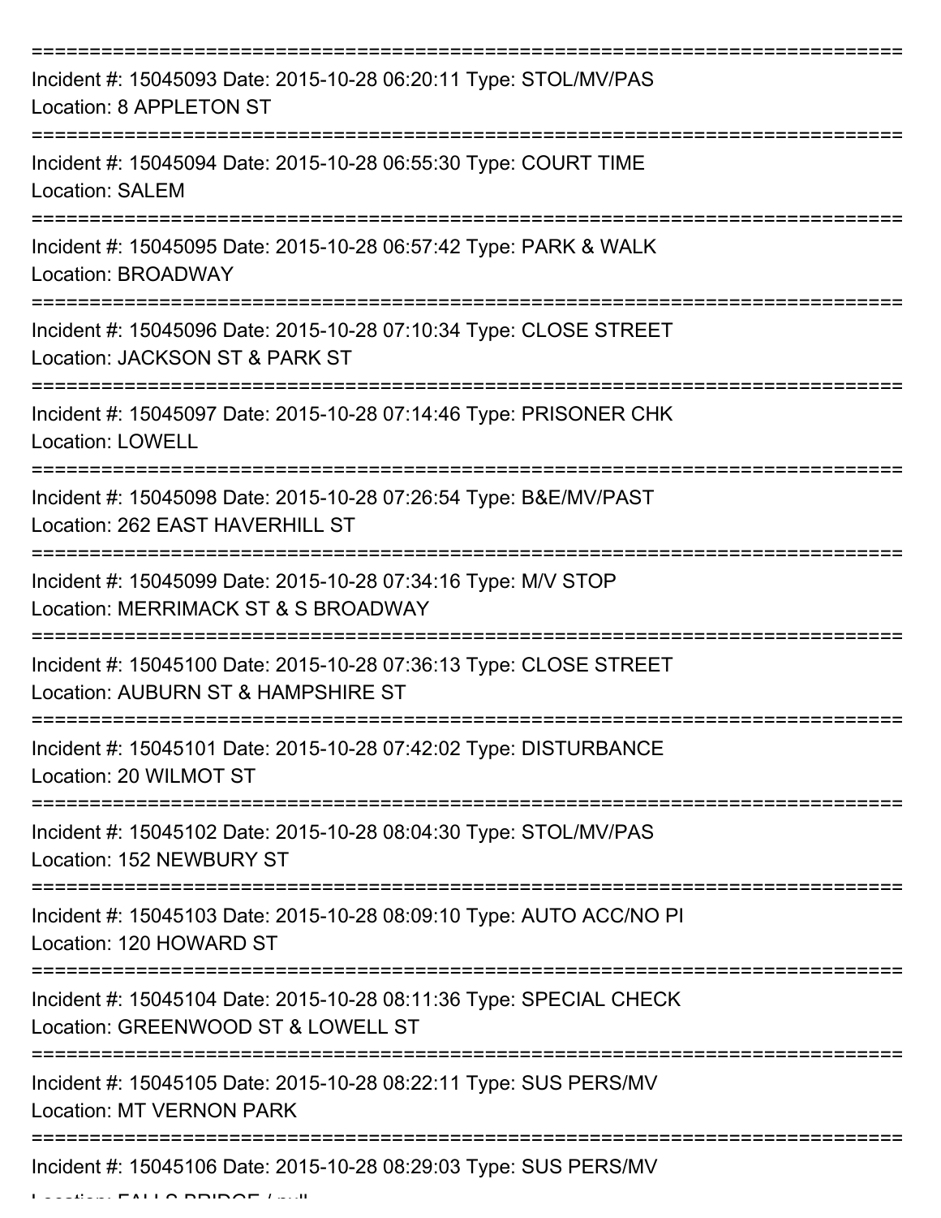===========================================================================

Incident #: 15045093 Date: 2015-10-28 06:20:11 Type: STOL/MV/PAS
Location: 8 APPLETON ST

===========================================================================

Incident #: 15045094 Date: 2015-10-28 06:55:30 Type: COURT TIME
Location: SALEM

===========================================================================

Incident #: 15045095 Date: 2015-10-28 06:57:42 Type: PARK & WALK
Location: BROADWAY

===========================================================================

Incident #: 15045096 Date: 2015-10-28 07:10:34 Type: CLOSE STREET
Location: JACKSON ST & PARK ST

===========================================================================

Incident #: 15045097 Date: 2015-10-28 07:14:46 Type: PRISONER CHK
Location: LOWELL

===========================================================================

Incident #: 15045098 Date: 2015-10-28 07:26:54 Type: B&E/MV/PAST
Location: 262 EAST HAVERHILL ST

===========================================================================

Incident #: 15045099 Date: 2015-10-28 07:34:16 Type: M/V STOP
Location: MERRIMACK ST & S BROADWAY

===========================================================================

Incident #: 15045100 Date: 2015-10-28 07:36:13 Type: CLOSE STREET
Location: AUBURN ST & HAMPSHIRE ST

===========================================================================

Incident #: 15045101 Date: 2015-10-28 07:42:02 Type: DISTURBANCE
Location: 20 WILMOT ST

===========================================================================

Incident #: 15045102 Date: 2015-10-28 08:04:30 Type: STOL/MV/PAS
Location: 152 NEWBURY ST

===========================================================================

Incident #: 15045103 Date: 2015-10-28 08:09:10 Type: AUTO ACC/NO PI
Location: 120 HOWARD ST

===========================================================================

Incident #: 15045104 Date: 2015-10-28 08:11:36 Type: SPECIAL CHECK
Location: GREENWOOD ST & LOWELL ST

===========================================================================

Incident #: 15045105 Date: 2015-10-28 08:22:11 Type: SUS PERS/MV
Location: MT VERNON PARK

===========================================================================

Incident #: 15045106 Date: 2015-10-28 08:29:03 Type: SUS PERS/MV
Location: FALLS BRIDGE / null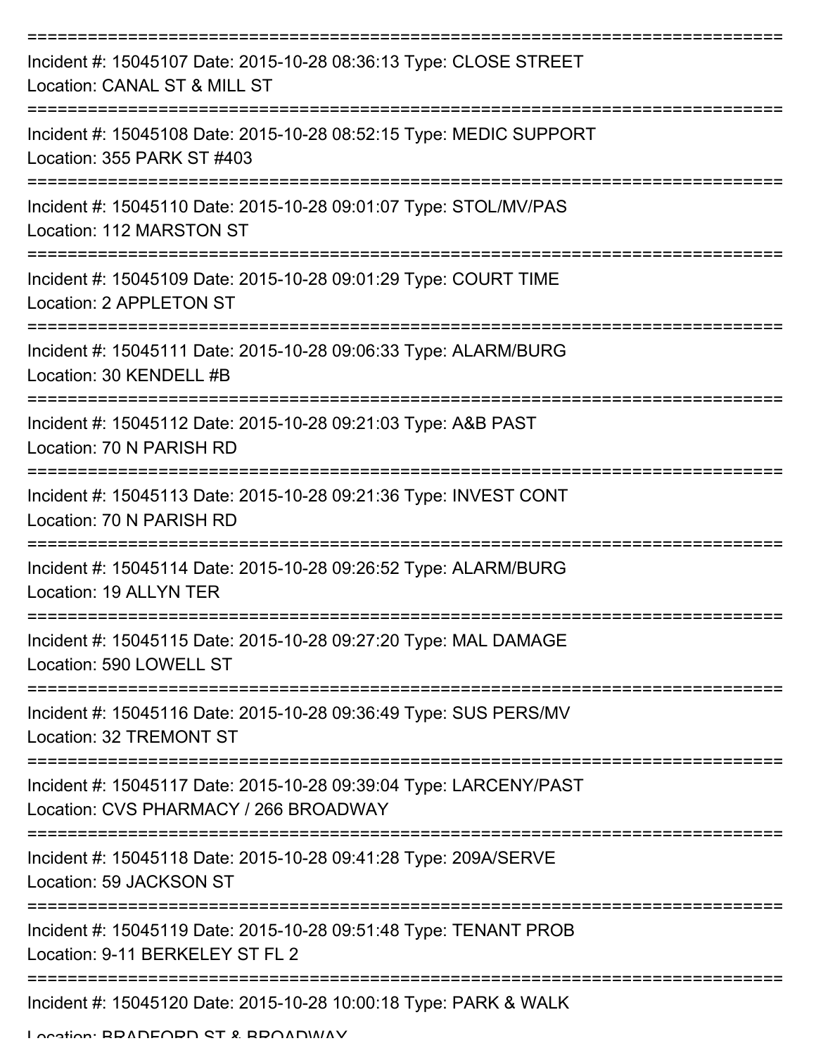===========================================================================

Incident #: 15045107 Date: 2015-10-28 08:36:13 Type: CLOSE STREET
Location: CANAL ST & MILL ST

===========================================================================

Incident #: 15045108 Date: 2015-10-28 08:52:15 Type: MEDIC SUPPORT
Location: 355 PARK ST #403

===========================================================================

Incident #: 15045110 Date: 2015-10-28 09:01:07 Type: STOL/MV/PAS
Location: 112 MARSTON ST

===========================================================================

Incident #: 15045109 Date: 2015-10-28 09:01:29 Type: COURT TIME
Location: 2 APPLETON ST

===========================================================================

Incident #: 15045111 Date: 2015-10-28 09:06:33 Type: ALARM/BURG
Location: 30 KENDELL #B

===========================================================================

Incident #: 15045112 Date: 2015-10-28 09:21:03 Type: A&B PAST
Location: 70 N PARISH RD

===========================================================================

Incident #: 15045113 Date: 2015-10-28 09:21:36 Type: INVEST CONT
Location: 70 N PARISH RD

===========================================================================

Incident #: 15045114 Date: 2015-10-28 09:26:52 Type: ALARM/BURG
Location: 19 ALLYN TER

===========================================================================

Incident #: 15045115 Date: 2015-10-28 09:27:20 Type: MAL DAMAGE
Location: 590 LOWELL ST

===========================================================================

Incident #: 15045116 Date: 2015-10-28 09:36:49 Type: SUS PERS/MV
Location: 32 TREMONT ST

===========================================================================

Incident #: 15045117 Date: 2015-10-28 09:39:04 Type: LARCENY/PAST
Location: CVS PHARMACY / 266 BROADWAY

===========================================================================

Incident #: 15045118 Date: 2015-10-28 09:41:28 Type: 209A/SERVE
Location: 59 JACKSON ST

===========================================================================

Incident #: 15045119 Date: 2015-10-28 09:51:48 Type: TENANT PROB
Location: 9-11 BERKELEY ST FL 2

===========================================================================

Incident #: 15045120 Date: 2015-10-28 10:00:18 Type: PARK & WALK
Location: BRADFORD ST & BROADWAY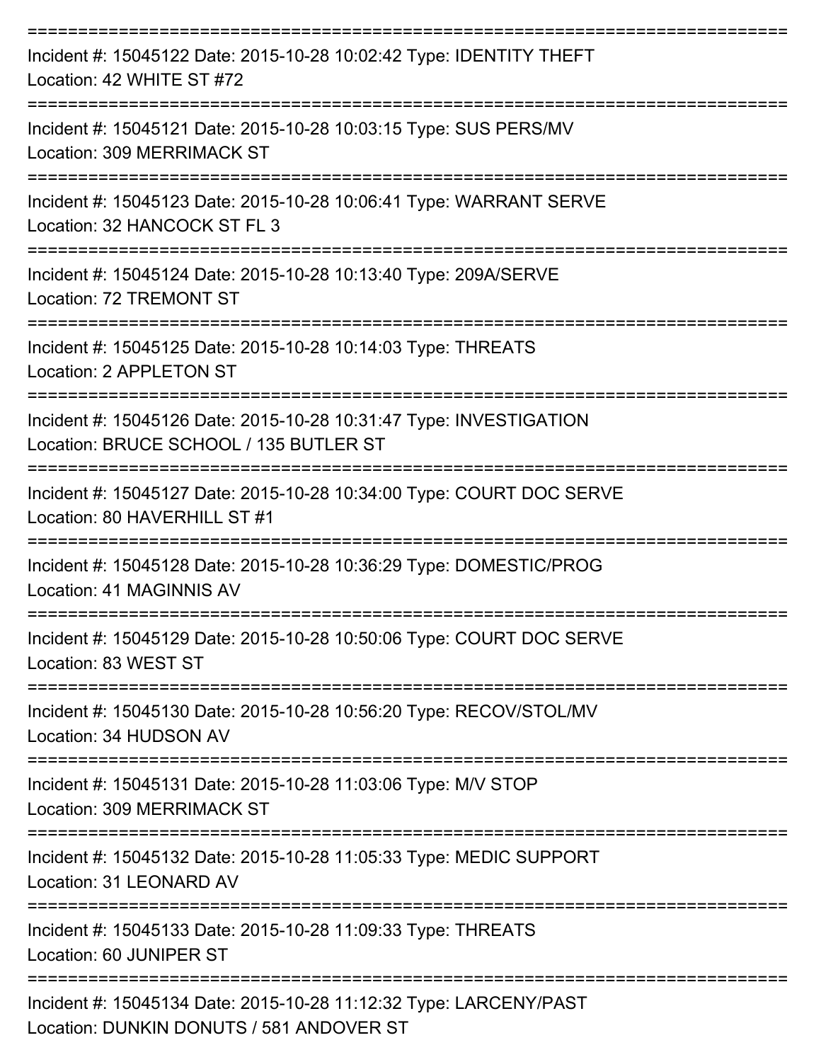===========================================================================

Incident #: 15045122 Date: 2015-10-28 10:02:42 Type: IDENTITY THEFT
Location: 42 WHITE ST #72

===========================================================================

Incident #: 15045121 Date: 2015-10-28 10:03:15 Type: SUS PERS/MV
Location: 309 MERRIMACK ST

===========================================================================

Incident #: 15045123 Date: 2015-10-28 10:06:41 Type: WARRANT SERVE
Location: 32 HANCOCK ST FL 3

===========================================================================

Incident #: 15045124 Date: 2015-10-28 10:13:40 Type: 209A/SERVE
Location: 72 TREMONT ST

===========================================================================

Incident #: 15045125 Date: 2015-10-28 10:14:03 Type: THREATS
Location: 2 APPLETON ST

===========================================================================

Incident #: 15045126 Date: 2015-10-28 10:31:47 Type: INVESTIGATION
Location: BRUCE SCHOOL / 135 BUTLER ST

===========================================================================

Incident #: 15045127 Date: 2015-10-28 10:34:00 Type: COURT DOC SERVE
Location: 80 HAVERHILL ST #1

===========================================================================

Incident #: 15045128 Date: 2015-10-28 10:36:29 Type: DOMESTIC/PROG
Location: 41 MAGINNIS AV

===========================================================================

Incident #: 15045129 Date: 2015-10-28 10:50:06 Type: COURT DOC SERVE
Location: 83 WEST ST

===========================================================================

Incident #: 15045130 Date: 2015-10-28 10:56:20 Type: RECOV/STOL/MV
Location: 34 HUDSON AV

===========================================================================

Incident #: 15045131 Date: 2015-10-28 11:03:06 Type: M/V STOP
Location: 309 MERRIMACK ST

===========================================================================

Incident #: 15045132 Date: 2015-10-28 11:05:33 Type: MEDIC SUPPORT
Location: 31 LEONARD AV

===========================================================================

Incident #: 15045133 Date: 2015-10-28 11:09:33 Type: THREATS
Location: 60 JUNIPER ST

===========================================================================

Incident #: 15045134 Date: 2015-10-28 11:12:32 Type: LARCENY/PAST
Location: DUNKIN DONUTS / 581 ANDOVER ST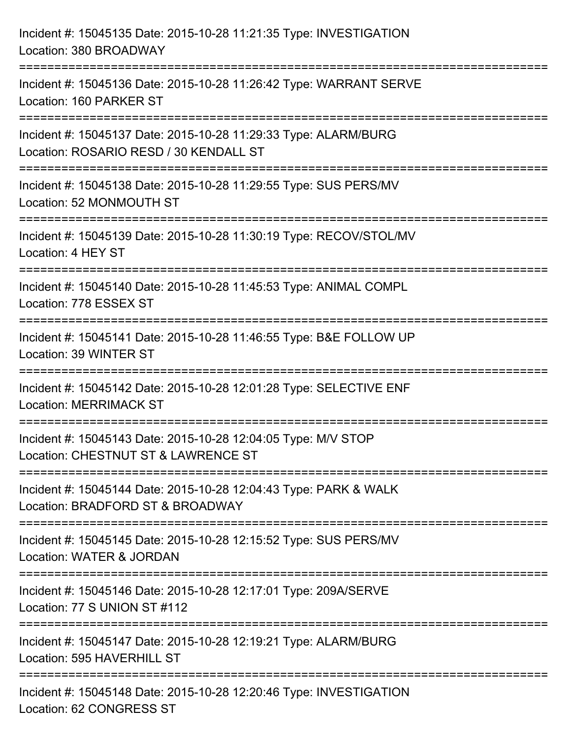Incident #: 15045135 Date: 2015-10-28 11:21:35 Type: INVESTIGATION
Location: 380 BROADWAY

===========================================================================

Incident #: 15045136 Date: 2015-10-28 11:26:42 Type: WARRANT SERVE
Location: 160 PARKER ST

===========================================================================

Incident #: 15045137 Date: 2015-10-28 11:29:33 Type: ALARM/BURG
Location: ROSARIO RESD / 30 KENDALL ST

===========================================================================

Incident #: 15045138 Date: 2015-10-28 11:29:55 Type: SUS PERS/MV
Location: 52 MONMOUTH ST

===========================================================================

Incident #: 15045139 Date: 2015-10-28 11:30:19 Type: RECOV/STOL/MV
Location: 4 HEY ST

===========================================================================

Incident #: 15045140 Date: 2015-10-28 11:45:53 Type: ANIMAL COMPL
Location: 778 ESSEX ST

===========================================================================

Incident #: 15045141 Date: 2015-10-28 11:46:55 Type: B&E FOLLOW UP
Location: 39 WINTER ST

===========================================================================

Incident #: 15045142 Date: 2015-10-28 12:01:28 Type: SELECTIVE ENF
Location: MERRIMACK ST

===========================================================================

Incident #: 15045143 Date: 2015-10-28 12:04:05 Type: M/V STOP
Location: CHESTNUT ST & LAWRENCE ST

===========================================================================

Incident #: 15045144 Date: 2015-10-28 12:04:43 Type: PARK & WALK
Location: BRADFORD ST & BROADWAY

===========================================================================

Incident #: 15045145 Date: 2015-10-28 12:15:52 Type: SUS PERS/MV
Location: WATER & JORDAN

===========================================================================

Incident #: 15045146 Date: 2015-10-28 12:17:01 Type: 209A/SERVE
Location: 77 S UNION ST #112

===========================================================================

Incident #: 15045147 Date: 2015-10-28 12:19:21 Type: ALARM/BURG
Location: 595 HAVERHILL ST

===========================================================================

Incident #: 15045148 Date: 2015-10-28 12:20:46 Type: INVESTIGATION
Location: 62 CONGRESS ST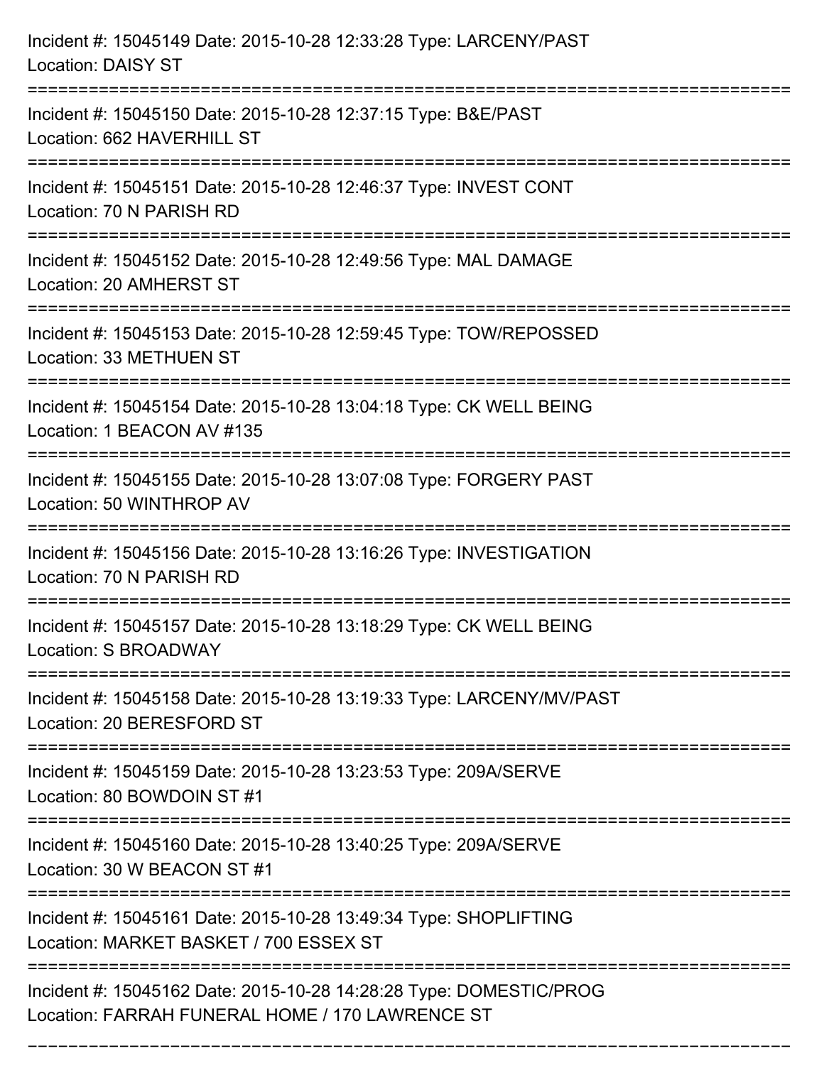Incident #: 15045149 Date: 2015-10-28 12:33:28 Type: LARCENY/PAST
Location: DAISY ST

===========================================================================

Incident #: 15045150 Date: 2015-10-28 12:37:15 Type: B&E/PAST
Location: 662 HAVERHILL ST

===========================================================================

Incident #: 15045151 Date: 2015-10-28 12:46:37 Type: INVEST CONT
Location: 70 N PARISH RD

===========================================================================

Incident #: 15045152 Date: 2015-10-28 12:49:56 Type: MAL DAMAGE
Location: 20 AMHERST ST

===========================================================================

Incident #: 15045153 Date: 2015-10-28 12:59:45 Type: TOW/REPOSSED
Location: 33 METHUEN ST

===========================================================================

Incident #: 15045154 Date: 2015-10-28 13:04:18 Type: CK WELL BEING
Location: 1 BEACON AV #135

===========================================================================

Incident #: 15045155 Date: 2015-10-28 13:07:08 Type: FORGERY PAST
Location: 50 WINTHROP AV

===========================================================================

Incident #: 15045156 Date: 2015-10-28 13:16:26 Type: INVESTIGATION
Location: 70 N PARISH RD

===========================================================================

Incident #: 15045157 Date: 2015-10-28 13:18:29 Type: CK WELL BEING
Location: S BROADWAY

===========================================================================

Incident #: 15045158 Date: 2015-10-28 13:19:33 Type: LARCENY/MV/PAST
Location: 20 BERESFORD ST

===========================================================================

Incident #: 15045159 Date: 2015-10-28 13:23:53 Type: 209A/SERVE
Location: 80 BOWDOIN ST #1

===========================================================================

Incident #: 15045160 Date: 2015-10-28 13:40:25 Type: 209A/SERVE
Location: 30 W BEACON ST #1

===========================================================================

Incident #: 15045161 Date: 2015-10-28 13:49:34 Type: SHOPLIFTING
Location: MARKET BASKET / 700 ESSEX ST

===========================================================================

Incident #: 15045162 Date: 2015-10-28 14:28:28 Type: DOMESTIC/PROG
Location: FARRAH FUNERAL HOME / 170 LAWRENCE ST

===========================================================================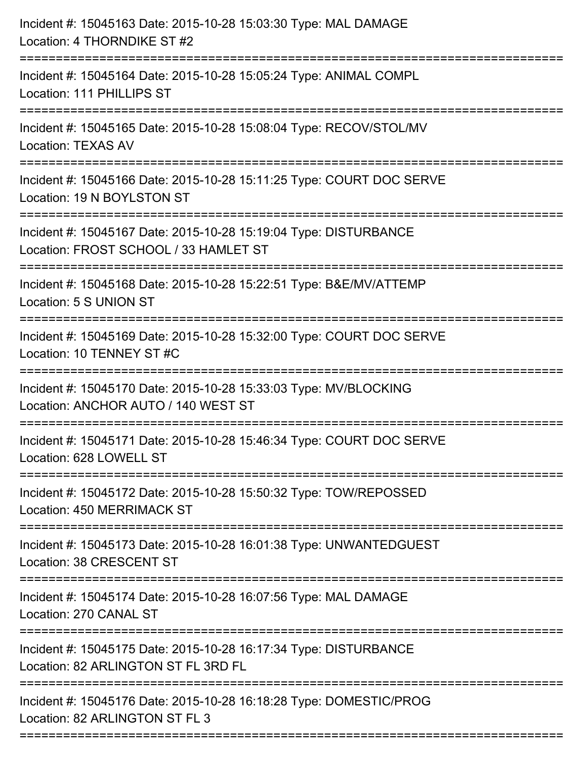Incident #: 15045163 Date: 2015-10-28 15:03:30 Type: MAL DAMAGE
Location: 4 THORNDIKE ST #2

===========================================================================

Incident #: 15045164 Date: 2015-10-28 15:05:24 Type: ANIMAL COMPL
Location: 111 PHILLIPS ST

===========================================================================

Incident #: 15045165 Date: 2015-10-28 15:08:04 Type: RECOV/STOL/MV
Location: TEXAS AV

===========================================================================

Incident #: 15045166 Date: 2015-10-28 15:11:25 Type: COURT DOC SERVE
Location: 19 N BOYLSTON ST

===========================================================================

Incident #: 15045167 Date: 2015-10-28 15:19:04 Type: DISTURBANCE
Location: FROST SCHOOL / 33 HAMLET ST

===========================================================================

Incident #: 15045168 Date: 2015-10-28 15:22:51 Type: B&E/MV/ATTEMP
Location: 5 S UNION ST

===========================================================================

Incident #: 15045169 Date: 2015-10-28 15:32:00 Type: COURT DOC SERVE
Location: 10 TENNEY ST #C

===========================================================================

Incident #: 15045170 Date: 2015-10-28 15:33:03 Type: MV/BLOCKING
Location: ANCHOR AUTO / 140 WEST ST

===========================================================================

Incident #: 15045171 Date: 2015-10-28 15:46:34 Type: COURT DOC SERVE
Location: 628 LOWELL ST

===========================================================================

Incident #: 15045172 Date: 2015-10-28 15:50:32 Type: TOW/REPOSSED
Location: 450 MERRIMACK ST

===========================================================================

Incident #: 15045173 Date: 2015-10-28 16:01:38 Type: UNWANTEDGUEST
Location: 38 CRESCENT ST

===========================================================================

Incident #: 15045174 Date: 2015-10-28 16:07:56 Type: MAL DAMAGE
Location: 270 CANAL ST

===========================================================================

Incident #: 15045175 Date: 2015-10-28 16:17:34 Type: DISTURBANCE
Location: 82 ARLINGTON ST FL 3RD FL

===========================================================================

Incident #: 15045176 Date: 2015-10-28 16:18:28 Type: DOMESTIC/PROG
Location: 82 ARLINGTON ST FL 3

===========================================================================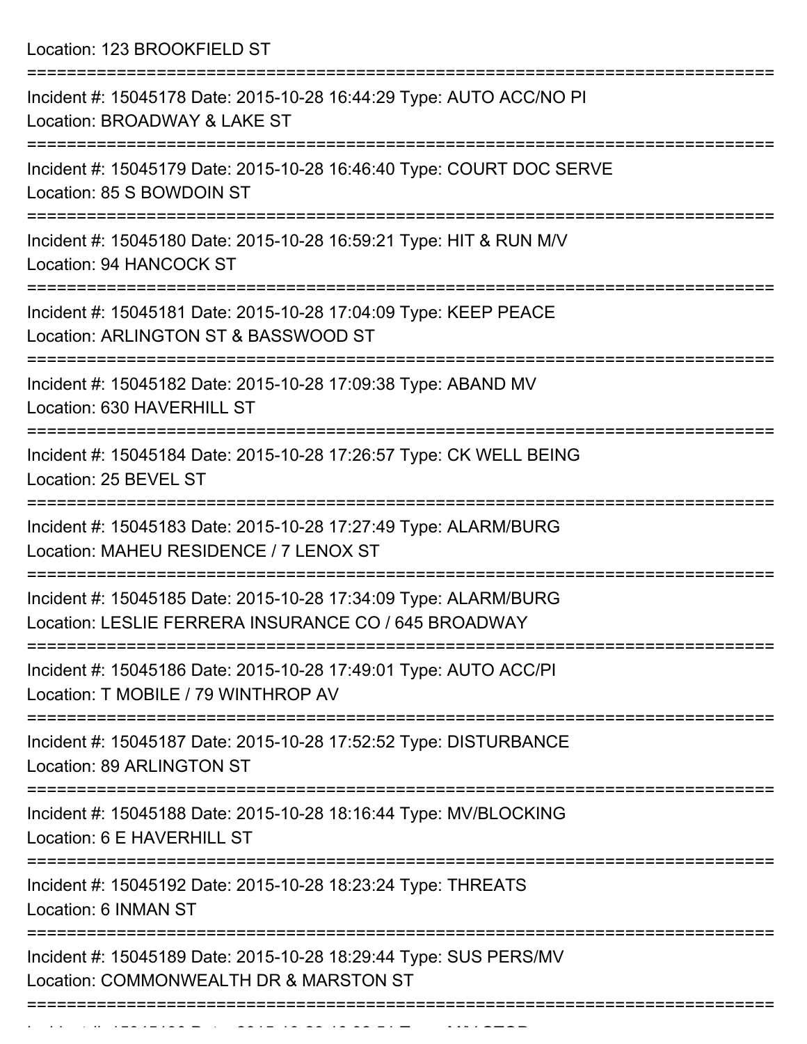Location: 123 BROOKFIELD ST

===========================================================================

Incident #: 15045178 Date: 2015-10-28 16:44:29 Type: AUTO ACC/NO PI
Location: BROADWAY & LAKE ST

===========================================================================

Incident #: 15045179 Date: 2015-10-28 16:46:40 Type: COURT DOC SERVE
Location: 85 S BOWDOIN ST

===========================================================================

Incident #: 15045180 Date: 2015-10-28 16:59:21 Type: HIT & RUN M/V
Location: 94 HANCOCK ST

===========================================================================

Incident #: 15045181 Date: 2015-10-28 17:04:09 Type: KEEP PEACE
Location: ARLINGTON ST & BASSWOOD ST

===========================================================================

Incident #: 15045182 Date: 2015-10-28 17:09:38 Type: ABAND MV
Location: 630 HAVERHILL ST

===========================================================================

Incident #: 15045184 Date: 2015-10-28 17:26:57 Type: CK WELL BEING
Location: 25 BEVEL ST

===========================================================================

Incident #: 15045183 Date: 2015-10-28 17:27:49 Type: ALARM/BURG
Location: MAHEU RESIDENCE / 7 LENOX ST

===========================================================================

Incident #: 15045185 Date: 2015-10-28 17:34:09 Type: ALARM/BURG
Location: LESLIE FERRERA INSURANCE CO / 645 BROADWAY

===========================================================================

Incident #: 15045186 Date: 2015-10-28 17:49:01 Type: AUTO ACC/PI
Location: T MOBILE / 79 WINTHROP AV

===========================================================================

Incident #: 15045187 Date: 2015-10-28 17:52:52 Type: DISTURBANCE
Location: 89 ARLINGTON ST

===========================================================================

Incident #: 15045188 Date: 2015-10-28 18:16:44 Type: MV/BLOCKING
Location: 6 E HAVERHILL ST

===========================================================================

Incident #: 15045192 Date: 2015-10-28 18:23:24 Type: THREATS
Location: 6 INMAN ST

===========================================================================

Incident #: 15045189 Date: 2015-10-28 18:29:44 Type: SUS PERS/MV
Location: COMMONWEALTH DR & MARSTON ST

===========================================================================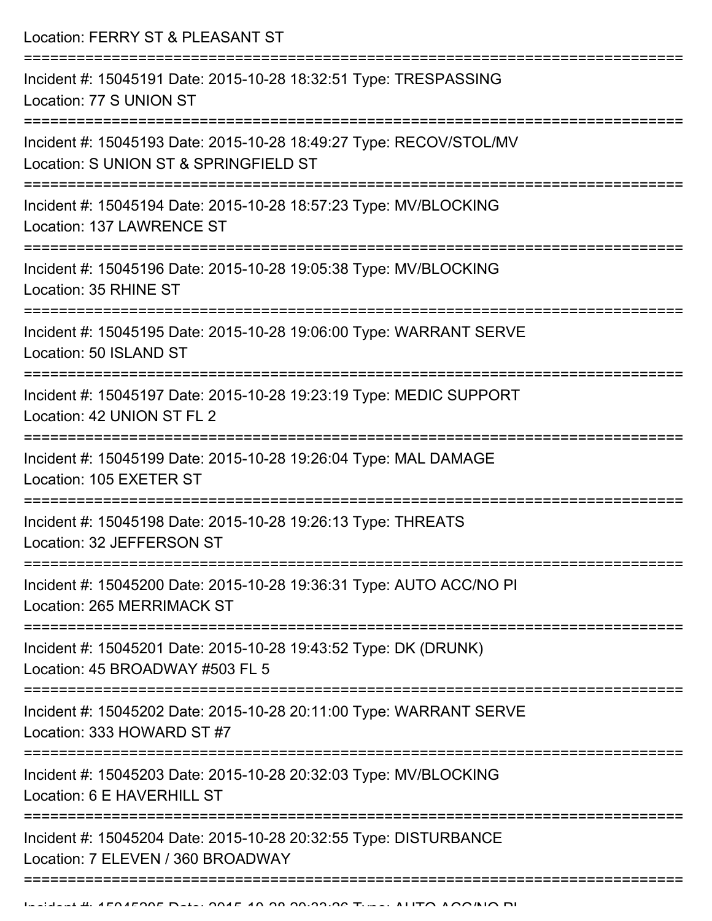Location: FERRY ST & PLEASANT ST

===========================================================================

Incident #: 15045191 Date: 2015-10-28 18:32:51 Type: TRESPASSING
Location: 77 S UNION ST

===========================================================================

Incident #: 15045193 Date: 2015-10-28 18:49:27 Type: RECOV/STOL/MV
Location: S UNION ST & SPRINGFIELD ST

===========================================================================

Incident #: 15045194 Date: 2015-10-28 18:57:23 Type: MV/BLOCKING
Location: 137 LAWRENCE ST

===========================================================================

Incident #: 15045196 Date: 2015-10-28 19:05:38 Type: MV/BLOCKING
Location: 35 RHINE ST

===========================================================================

Incident #: 15045195 Date: 2015-10-28 19:06:00 Type: WARRANT SERVE
Location: 50 ISLAND ST

===========================================================================

Incident #: 15045197 Date: 2015-10-28 19:23:19 Type: MEDIC SUPPORT
Location: 42 UNION ST FL 2

===========================================================================

Incident #: 15045199 Date: 2015-10-28 19:26:04 Type: MAL DAMAGE
Location: 105 EXETER ST

===========================================================================

Incident #: 15045198 Date: 2015-10-28 19:26:13 Type: THREATS
Location: 32 JEFFERSON ST

===========================================================================

Incident #: 15045200 Date: 2015-10-28 19:36:31 Type: AUTO ACC/NO PI
Location: 265 MERRIMACK ST

===========================================================================

Incident #: 15045201 Date: 2015-10-28 19:43:52 Type: DK (DRUNK)
Location: 45 BROADWAY #503 FL 5

===========================================================================

Incident #: 15045202 Date: 2015-10-28 20:11:00 Type: WARRANT SERVE
Location: 333 HOWARD ST #7

===========================================================================

Incident #: 15045203 Date: 2015-10-28 20:32:03 Type: MV/BLOCKING
Location: 6 E HAVERHILL ST

===========================================================================

Incident #: 15045204 Date: 2015-10-28 20:32:55 Type: DISTURBANCE
Location: 7 ELEVEN / 360 BROADWAY

===========================================================================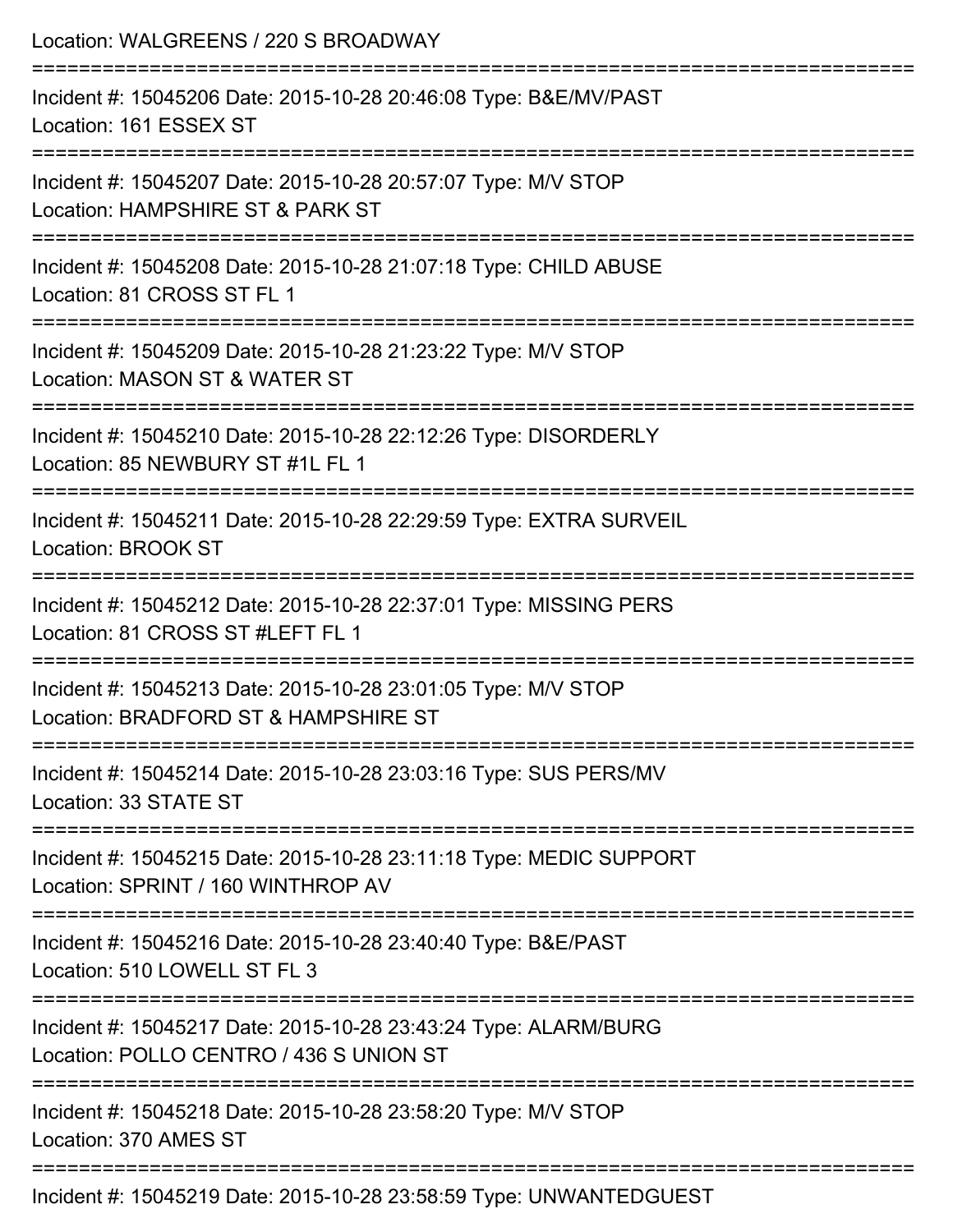Location: WALGREENS / 220 S BROADWAY

===========================================================================

Incident #: 15045206 Date: 2015-10-28 20:46:08 Type: B&E/MV/PAST
Location: 161 ESSEX ST

===========================================================================

Incident #: 15045207 Date: 2015-10-28 20:57:07 Type: M/V STOP
Location: HAMPSHIRE ST & PARK ST

===========================================================================

Incident #: 15045208 Date: 2015-10-28 21:07:18 Type: CHILD ABUSE
Location: 81 CROSS ST FL 1

===========================================================================

Incident #: 15045209 Date: 2015-10-28 21:23:22 Type: M/V STOP
Location: MASON ST & WATER ST

===========================================================================

Incident #: 15045210 Date: 2015-10-28 22:12:26 Type: DISORDERLY
Location: 85 NEWBURY ST #1L FL 1

===========================================================================

Incident #: 15045211 Date: 2015-10-28 22:29:59 Type: EXTRA SURVEIL
Location: BROOK ST

===========================================================================

Incident #: 15045212 Date: 2015-10-28 22:37:01 Type: MISSING PERS
Location: 81 CROSS ST #LEFT FL 1

===========================================================================

Incident #: 15045213 Date: 2015-10-28 23:01:05 Type: M/V STOP
Location: BRADFORD ST & HAMPSHIRE ST

===========================================================================

Incident #: 15045214 Date: 2015-10-28 23:03:16 Type: SUS PERS/MV
Location: 33 STATE ST

===========================================================================

Incident #: 15045215 Date: 2015-10-28 23:11:18 Type: MEDIC SUPPORT
Location: SPRINT / 160 WINTHROP AV

===========================================================================

Incident #: 15045216 Date: 2015-10-28 23:40:40 Type: B&E/PAST
Location: 510 LOWELL ST FL 3

===========================================================================

Incident #: 15045217 Date: 2015-10-28 23:43:24 Type: ALARM/BURG
Location: POLLO CENTRO / 436 S UNION ST

===========================================================================

Incident #: 15045218 Date: 2015-10-28 23:58:20 Type: M/V STOP
Location: 370 AMES ST

===========================================================================

Incident #: 15045219 Date: 2015-10-28 23:58:59 Type: UNWANTEDGUEST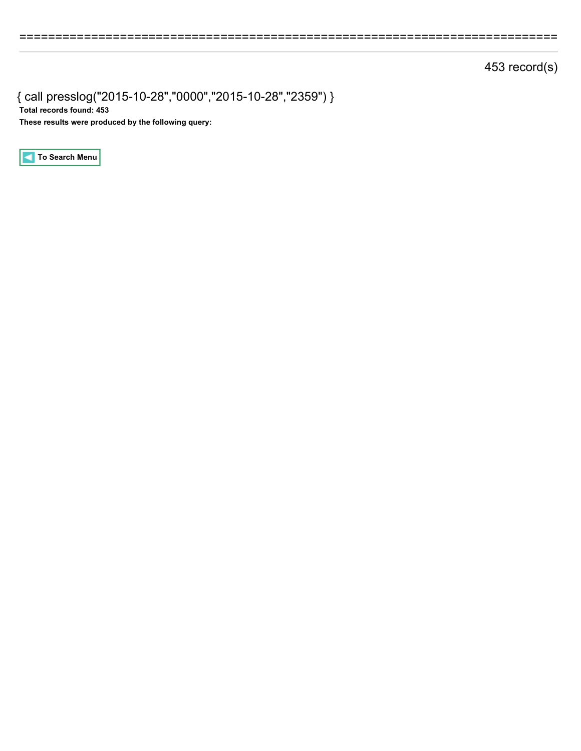===========================================================================

453 record(s)

{ call presslog("2015-10-28","0000","2015-10-28","2359") }

**Total records found: 453**

**These results were produced by the following query:**

**To Search Menu**